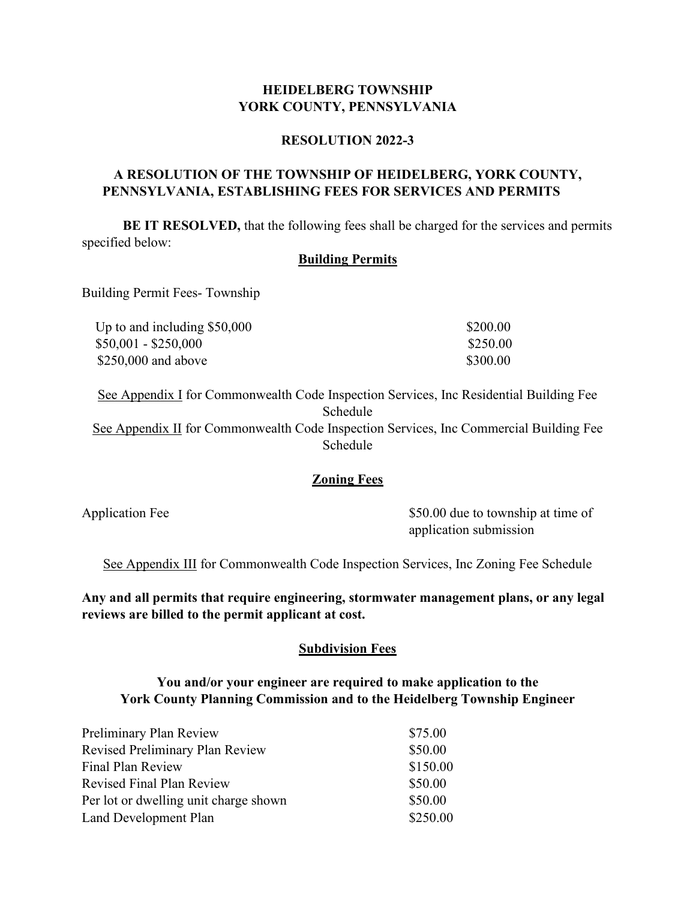**HEIDELBERG TOWNSHIP**
**YORK COUNTY, PENNSYLVANIA**

**RESOLUTION 2022-3**

**A RESOLUTION OF THE TOWNSHIP OF HEIDELBERG, YORK COUNTY, PENNSYLVANIA, ESTABLISHING FEES FOR SERVICES AND PERMITS**

**BE IT RESOLVED,** that the following fees shall be charged for the services and permits specified below:

## Building Permits

Building Permit Fees- Township

| | |
|---|---|
| Up to and including $50,000 | $200.00 |
| $50,001 - $250,000 | $250.00 |
| $250,000 and above | $300.00 |

See Appendix I for Commonwealth Code Inspection Services, Inc Residential Building Fee Schedule

See Appendix II for Commonwealth Code Inspection Services, Inc Commercial Building Fee Schedule

## Zoning Fees

| | |
|---|---|
| Application Fee | $50.00 due to township at time of application submission |

See Appendix III for Commonwealth Code Inspection Services, Inc Zoning Fee Schedule

**Any and all permits that require engineering, stormwater management plans, or any legal reviews are billed to the permit applicant at cost.**

## Subdivision Fees

**You and/or your engineer are required to make application to the York County Planning Commission and to the Heidelberg Township Engineer**

| | |
|---|---|
| Preliminary Plan Review | $75.00 |
| Revised Preliminary Plan Review | $50.00 |
| Final Plan Review | $150.00 |
| Revised Final Plan Review | $50.00 |
| Per lot or dwelling unit charge shown | $50.00 |
| Land Development Plan | $250.00 |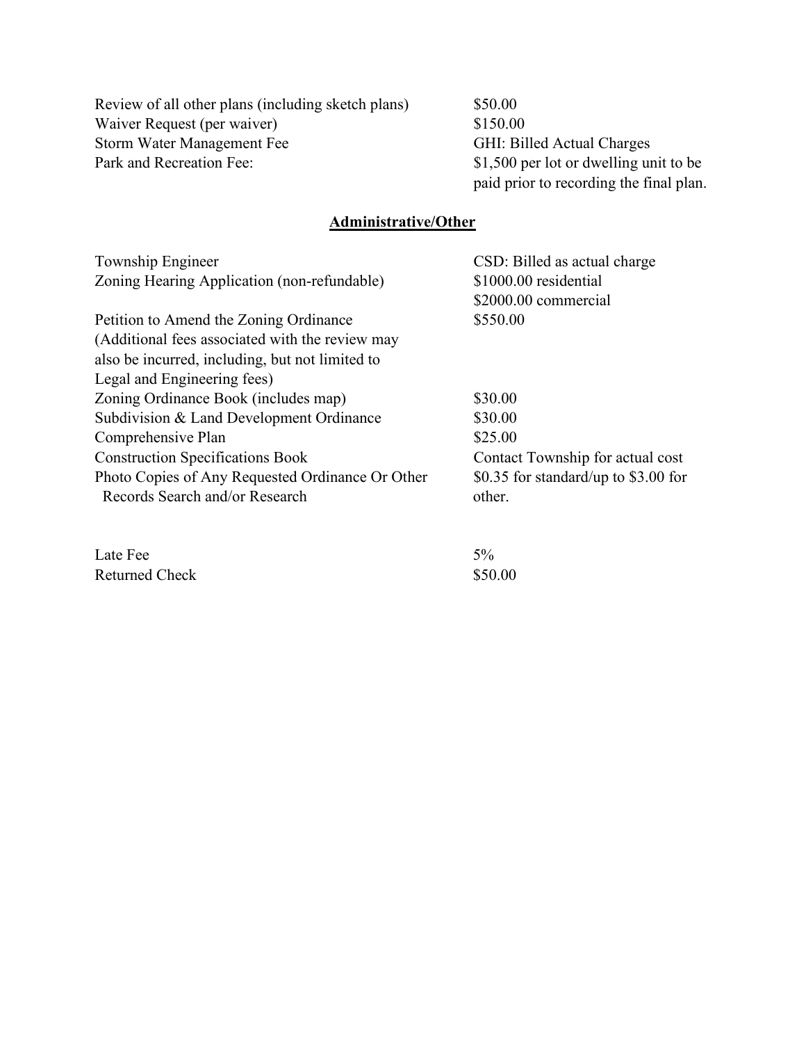| | |
|---|---|
| Review of all other plans (including sketch plans) | $50.00 |
| Waiver Request (per waiver) | $150.00 |
| Storm Water Management Fee | GHI: Billed Actual Charges |
| Park and Recreation Fee: | $1,500 per lot or dwelling unit to be paid prior to recording the final plan. |

## Administrative/Other

| | |
|---|---|
| Township Engineer | CSD: Billed as actual charge |
| Zoning Hearing Application (non-refundable) | $1000.00 residential<br>$2000.00 commercial |
| Petition to Amend the Zoning Ordinance (Additional fees associated with the review may also be incurred, including, but not limited to Legal and Engineering fees) | $550.00 |
| Zoning Ordinance Book (includes map) | $30.00 |
| Subdivision & Land Development Ordinance | $30.00 |
| Comprehensive Plan | $25.00 |
| Construction Specifications Book | Contact Township for actual cost |
| Photo Copies of Any Requested Ordinance Or Other Records Search and/or Research | $0.35 for standard/up to $3.00 for other. |
| Late Fee | 5% |
| Returned Check | $50.00 |